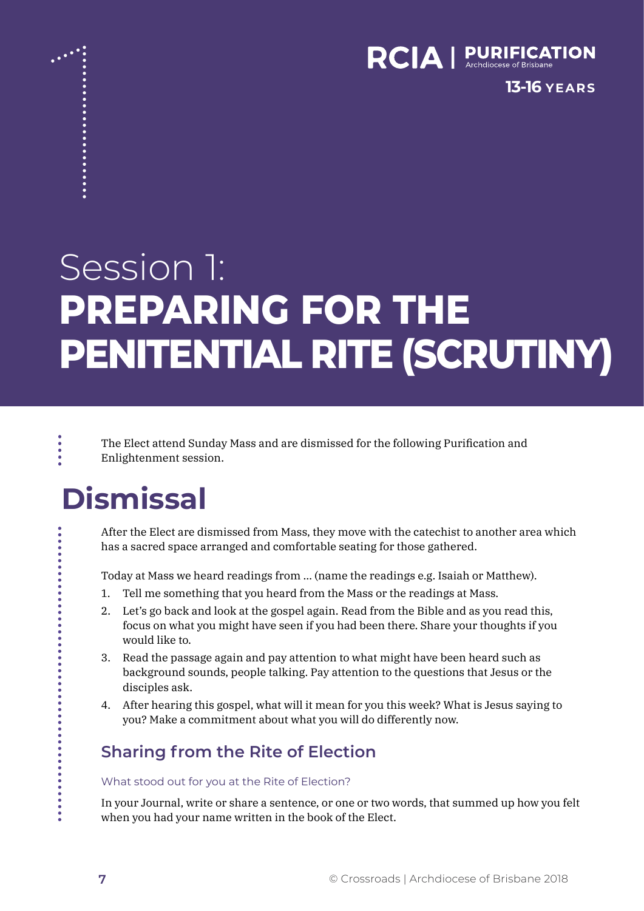RCIA | PURIFICATION
Archdiocese of Brisbane

13-16 YEARS

# Session 1: PREPARING FOR THE PENITENTIAL RITE (SCRUTINY)

The Elect attend Sunday Mass and are dismissed for the following Purification and Enlightenment session.

## Dismissal

After the Elect are dismissed from Mass, they move with the catechist to another area which has a sacred space arranged and comfortable seating for those gathered.

Today at Mass we heard readings from ... (name the readings e.g. Isaiah or Matthew).

1. Tell me something that you heard from the Mass or the readings at Mass.
2. Let's go back and look at the gospel again. Read from the Bible and as you read this, focus on what you might have seen if you had been there. Share your thoughts if you would like to.
3. Read the passage again and pay attention to what might have been heard such as background sounds, people talking. Pay attention to the questions that Jesus or the disciples ask.
4. After hearing this gospel, what will it mean for you this week? What is Jesus saying to you? Make a commitment about what you will do differently now.

### Sharing from the Rite of Election

What stood out for you at the Rite of Election?

In your Journal, write or share a sentence, or one or two words, that summed up how you felt when you had your name written in the book of the Elect.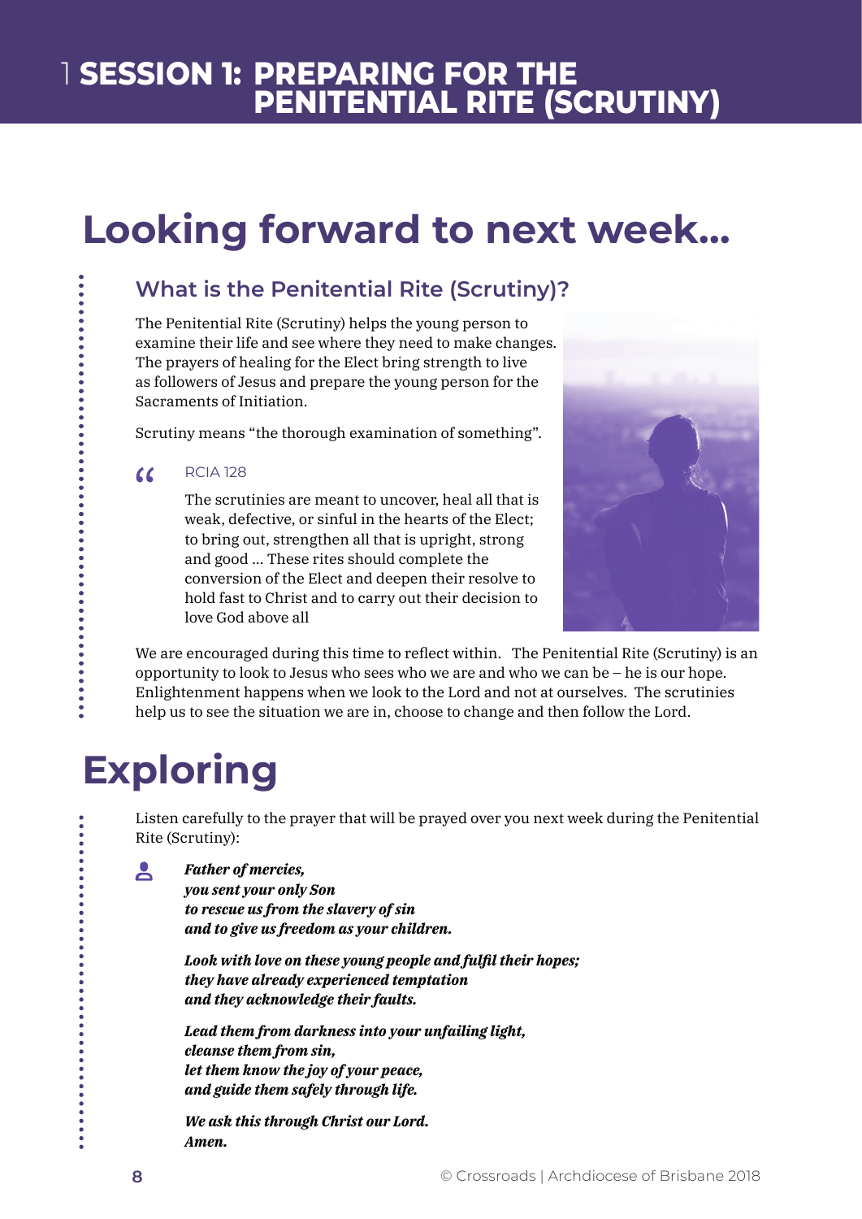# Looking forward to next week...

## What is the Penitential Rite (Scrutiny)?

The Penitential Rite (Scrutiny) helps the young person to examine their life and see where they need to make changes. The prayers of healing for the Elect bring strength to live as followers of Jesus and prepare the young person for the Sacraments of Initiation.

Scrutiny means "the thorough examination of something".

> RCIA 128
>
> The scrutinies are meant to uncover, heal all that is weak, defective, or sinful in the hearts of the Elect; to bring out, strengthen all that is upright, strong and good ... These rites should complete the conversion of the Elect and deepen their resolve to hold fast to Christ and to carry out their decision to love God above all

We are encouraged during this time to reflect within. The Penitential Rite (Scrutiny) is an opportunity to look to Jesus who sees who we are and who we can be – he is our hope. Enlightenment happens when we look to the Lord and not at ourselves. The scrutinies help us to see the situation we are in, choose to change and then follow the Lord.

# Exploring

Listen carefully to the prayer that will be prayed over you next week during the Penitential Rite (Scrutiny):

***Father of mercies,***
***you sent your only Son***
***to rescue us from the slavery of sin***
***and to give us freedom as your children.***

***Look with love on these young people and fulfil their hopes;***
***they have already experienced temptation***
***and they acknowledge their faults.***

***Lead them from darkness into your unfailing light,***
***cleanse them from sin,***
***let them know the joy of your peace,***
***and guide them safely through life.***

***We ask this through Christ our Lord.***
***Amen.***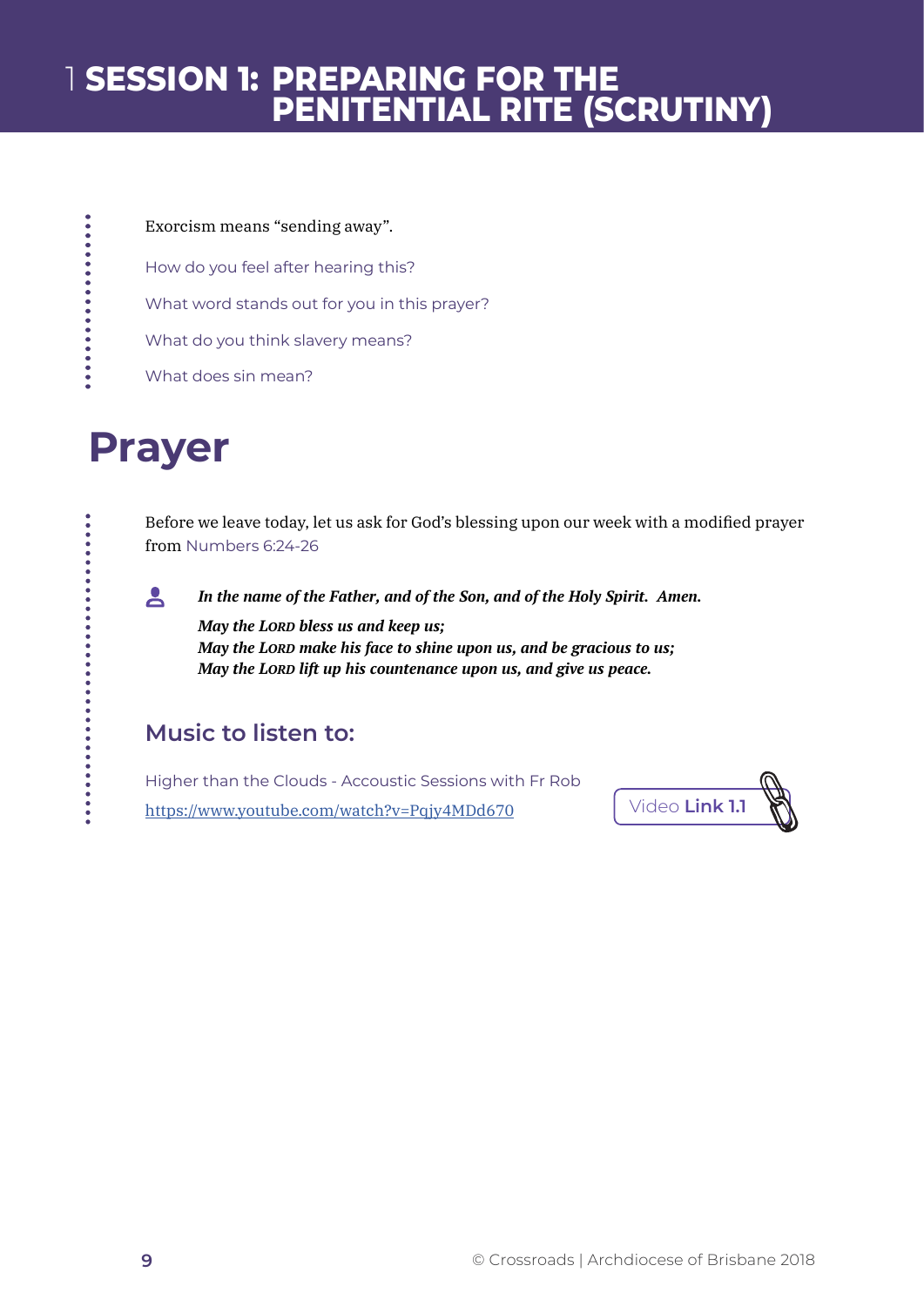Exorcism means “sending away”.

How do you feel after hearing this?

What word stands out for you in this prayer?

What do you think slavery means?

What does sin mean?

# Prayer

Before we leave today, let us ask for God’s blessing upon our week with a modified prayer from Numbers 6:24-26

***In the name of the Father, and of the Son, and of the Holy Spirit. Amen.***

***May the LORD bless us and keep us;***
***May the LORD make his face to shine upon us, and be gracious to us;***
***May the LORD lift up his countenance upon us, and give us peace.***

## Music to listen to:

Higher than the Clouds - Accoustic Sessions with Fr Rob
https://www.youtube.com/watch?v=Pqjy4MDd670

Video **Link 1.1**